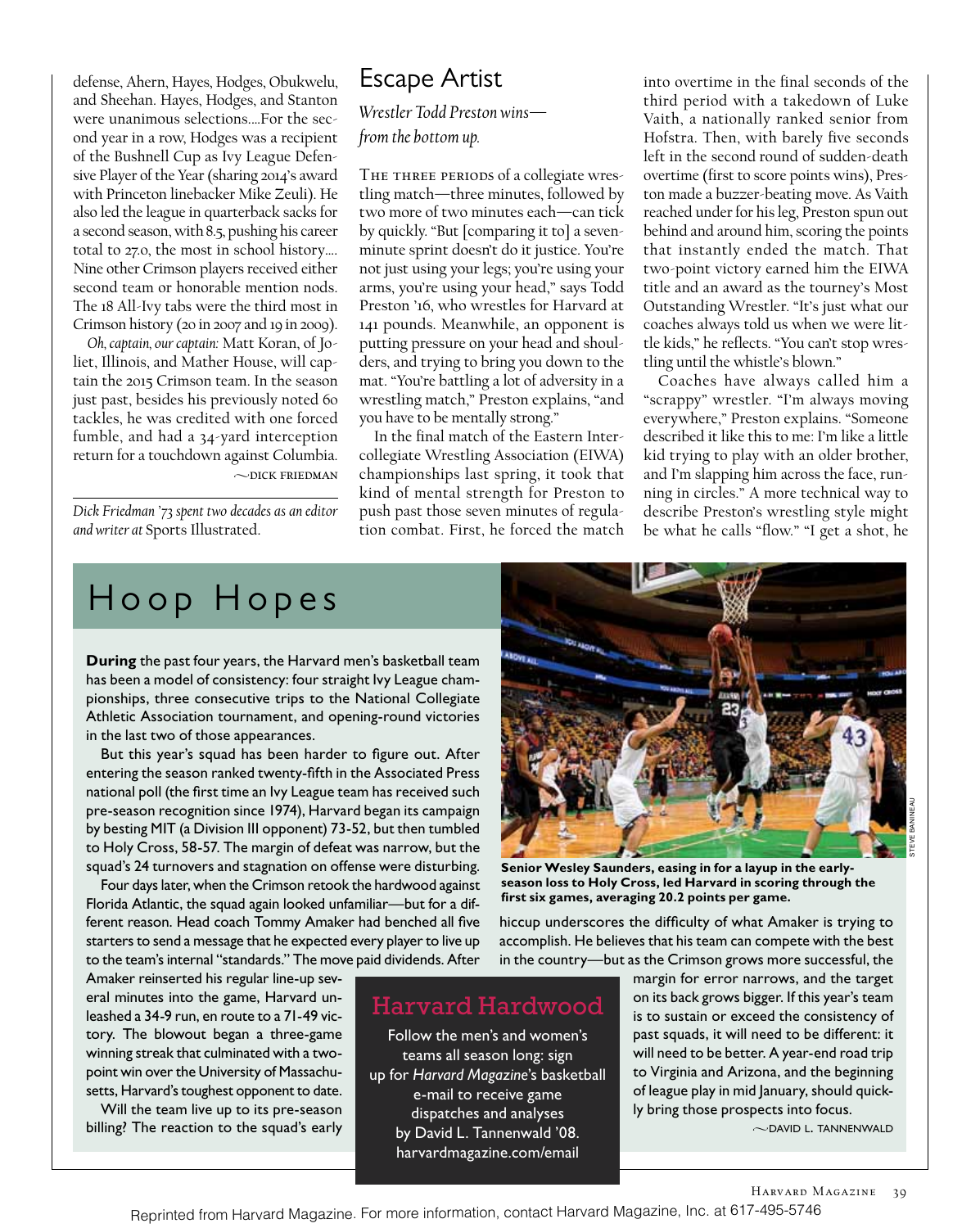defense, Ahern, Hayes, Hodges, Obukwelu, and Sheehan. Hayes, Hodges, and Stanton were unanimous selections....For the second year in a row, Hodges was a recipient of the Bushnell Cup as Ivy League Defensive Player of the Year (sharing 2014's award with Princeton linebacker Mike Zeuli). He also led the league in quarterback sacks for a second season, with 8.5, pushing his career total to 27.0, the most in school history.... Nine other Crimson players received either second team or honorable mention nods. The 18 All-Ivy tabs were the third most in Crimson history (20 in 2007 and 19 in 2009).

*Oh, captain, our captain:* Matt Koran, of Joliet, Illinois, and Mather House, will captain the 2015 Crimson team. In the season just past, besides his previously noted 60 tackles, he was credited with one forced fumble, and had a 34-yard interception return for a touchdown against Columbia.

~dick friedman

*Dick Friedman '73 spent two decades as an editor and writer at* Sports Illustrated.

## Escape Artist

*Wrestler Todd Preston wins—from the bottom up.*

The three periods of a collegiate wrestling match—three minutes, followed by two more of two minutes each—can tick by quickly. "But [comparing it to] a seven-minute sprint doesn't do it justice. You're not just using your legs; you're using your arms, you're using your head," says Todd Preston '16, who wrestles for Harvard at 141 pounds. Meanwhile, an opponent is putting pressure on your head and shoulders, and trying to bring you down to the mat. "You're battling a lot of adversity in a wrestling match," Preston explains, "and you have to be mentally strong."

In the final match of the Eastern Intercollegiate Wrestling Association (EIWA) championships last spring, it took that kind of mental strength for Preston to push past those seven minutes of regulation combat. First, he forced the match into overtime in the final seconds of the third period with a takedown of Luke Vaith, a nationally ranked senior from Hofstra. Then, with barely five seconds left in the second round of sudden-death overtime (first to score points wins), Preston made a buzzer-beating move. As Vaith reached under for his leg, Preston spun out behind and around him, scoring the points that instantly ended the match. That two-point victory earned him the EIWA title and an award as the tourney's Most Outstanding Wrestler. "It's just what our coaches always told us when we were little kids," he reflects. "You can't stop wrestling until the whistle's blown."

Coaches have always called him a "scrappy" wrestler. "I'm always moving everywhere," Preston explains. "Someone described it like this to me: I'm like a little kid trying to play with an older brother, and I'm slapping him across the face, running in circles." A more technical way to describe Preston's wrestling style might be what he calls "flow." "I get a shot, he

## Hoop Hopes

**During** the past four years, the Harvard men's basketball team has been a model of consistency: four straight Ivy League championships, three consecutive trips to the National Collegiate Athletic Association tournament, and opening-round victories in the last two of those appearances.

But this year's squad has been harder to figure out. After entering the season ranked twenty-fifth in the Associated Press national poll (the first time an Ivy League team has received such pre-season recognition since 1974), Harvard began its campaign by besting MIT (a Division III opponent) 73-52, but then tumbled to Holy Cross, 58-57. The margin of defeat was narrow, but the squad's 24 turnovers and stagnation on offense were disturbing.

Four days later, when the Crimson retook the hardwood against Florida Atlantic, the squad again looked unfamiliar—but for a different reason. Head coach Tommy Amaker had benched all five starters to send a message that he expected every player to live up to the team's internal "standards." The move paid dividends. After Amaker reinserted his regular line-up several minutes into the game, Harvard unleashed a 34-9 run, en route to a 71-49 victory. The blowout began a three-game winning streak that culminated with a two-point win over the University of Massachusetts, Harvard's toughest opponent to date.

Will the team live up to its pre-season billing? The reaction to the squad's early hiccup underscores the difficulty of what Amaker is trying to accomplish. He believes that his team can compete with the best in the country—but as the Crimson grows more successful, the margin for error narrows, and the target on its back grows bigger. If this year's team is to sustain or exceed the consistency of past squads, it will need to be different: it will need to be better. A year-end road trip to Virginia and Arizona, and the beginning of league play in mid January, should quickly bring those prospects into focus.

~david l. tannenwald

Senior Wesley Saunders, easing in for a layup in the early-season loss to Holy Cross, led Harvard in scoring through the first six games, averaging 20.2 points per game.

STEVE BANINEAU

### Harvard Hardwood

Follow the men's and women's teams all season long: sign up for *Harvard Magazine*'s basketball e-mail to receive game dispatches and analyses by David L. Tannenwald '08. harvardmagazine.com/email

Reprinted from Harvard Magazine. For more information, contact Harvard Magazine, Inc. at 617-495-5746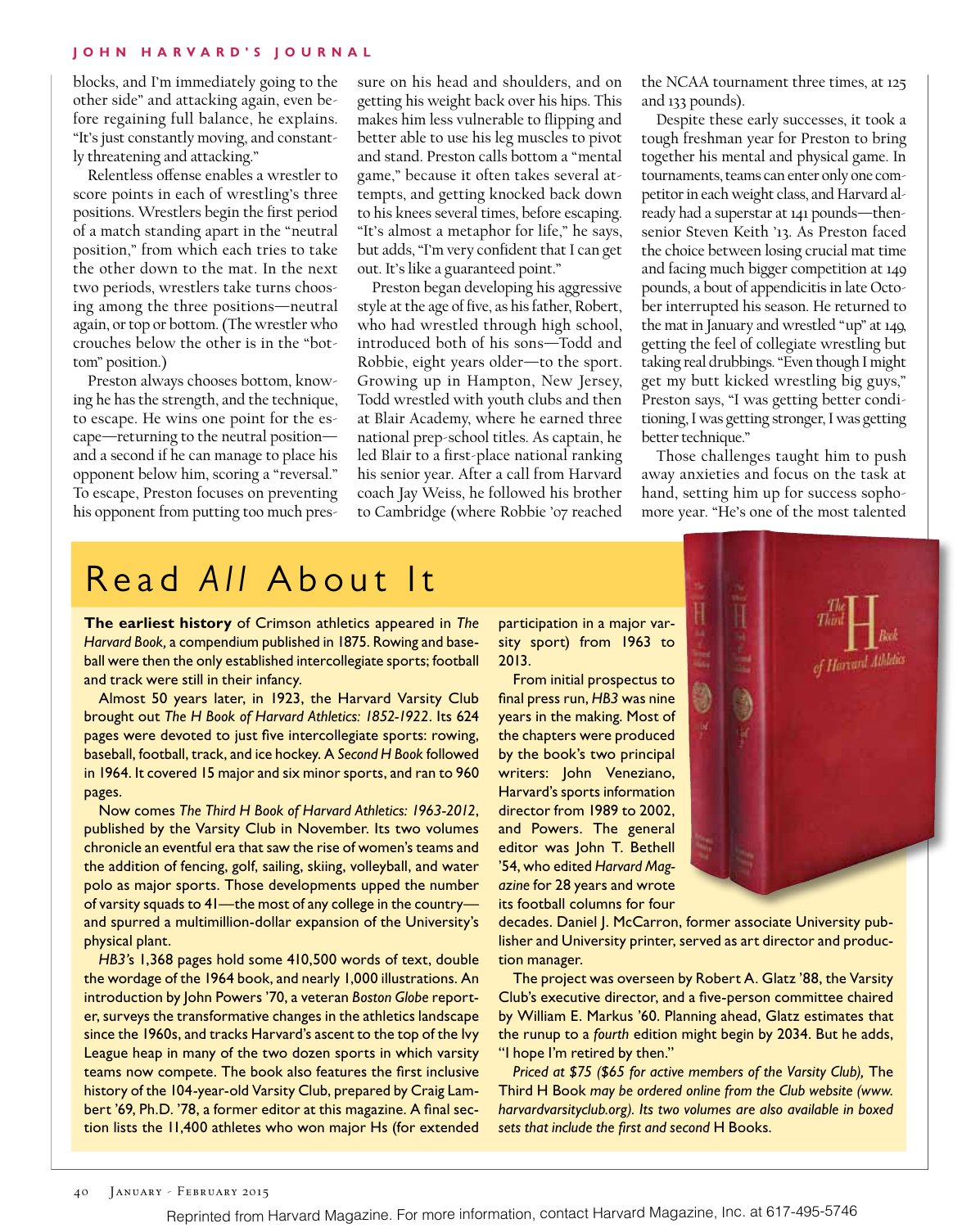blocks, and I'm immediately going to the other side" and attacking again, even before regaining full balance, he explains. "It's just constantly moving, and constantly threatening and attacking."

Relentless offense enables a wrestler to score points in each of wrestling's three positions. Wrestlers begin the first period of a match standing apart in the "neutral position," from which each tries to take the other down to the mat. In the next two periods, wrestlers take turns choosing among the three positions—neutral again, or top or bottom. (The wrestler who crouches below the other is in the "bottom" position.)

Preston always chooses bottom, knowing he has the strength, and the technique, to escape. He wins one point for the escape—returning to the neutral position—and a second if he can manage to place his opponent below him, scoring a "reversal." To escape, Preston focuses on preventing his opponent from putting too much pressure on his head and shoulders, and on getting his weight back over his hips. This makes him less vulnerable to flipping and better able to use his leg muscles to pivot and stand. Preston calls bottom a "mental game," because it often takes several attempts, and getting knocked back down to his knees several times, before escaping. "It's almost a metaphor for life," he says, but adds, "I'm very confident that I can get out. It's like a guaranteed point."

Preston began developing his aggressive style at the age of five, as his father, Robert, who had wrestled through high school, introduced both of his sons—Todd and Robbie, eight years older—to the sport. Growing up in Hampton, New Jersey, Todd wrestled with youth clubs and then at Blair Academy, where he earned three national prep-school titles. As captain, he led Blair to a first-place national ranking his senior year. After a call from Harvard coach Jay Weiss, he followed his brother to Cambridge (where Robbie '07 reached the NCAA tournament three times, at 125 and 133 pounds).

Despite these early successes, it took a tough freshman year for Preston to bring together his mental and physical game. In tournaments, teams can enter only one competitor in each weight class, and Harvard already had a superstar at 141 pounds—then-senior Steven Keith '13. As Preston faced the choice between losing crucial mat time and facing much bigger competition at 149 pounds, a bout of appendicitis in late October interrupted his season. He returned to the mat in January and wrestled "up" at 149, getting the feel of collegiate wrestling but taking real drubbings. "Even though I might get my butt kicked wrestling big guys," Preston says, "I was getting better conditioning, I was getting stronger, I was getting better technique."

Those challenges taught him to push away anxieties and focus on the task at hand, setting him up for success sophomore year. "He's one of the most talented

## Read *All* About It

**The earliest history** of Crimson athletics appeared in *The Harvard Book,* a compendium published in 1875. Rowing and baseball were then the only established intercollegiate sports; football and track were still in their infancy.

Almost 50 years later, in 1923, the Harvard Varsity Club brought out *The H Book of Harvard Athletics: 1852-1922*. Its 624 pages were devoted to just five intercollegiate sports: rowing, baseball, football, track, and ice hockey. A *Second H Book* followed in 1964. It covered 15 major and six minor sports, and ran to 960 pages.

Now comes *The Third H Book of Harvard Athletics: 1963-2012*, published by the Varsity Club in November. Its two volumes chronicle an eventful era that saw the rise of women's teams and the addition of fencing, golf, sailing, skiing, volleyball, and water polo as major sports. Those developments upped the number of varsity squads to 41—the most of any college in the country—and spurred a multimillion-dollar expansion of the University's physical plant.

*HB3's* 1,368 pages hold some 410,500 words of text, double the wordage of the 1964 book, and nearly 1,000 illustrations. An introduction by John Powers '70, a veteran *Boston Globe* reporter, surveys the transformative changes in the athletics landscape since the 1960s, and tracks Harvard's ascent to the top of the Ivy League heap in many of the two dozen sports in which varsity teams now compete. The book also features the first inclusive history of the 104-year-old Varsity Club, prepared by Craig Lambert '69, Ph.D. '78, a former editor at this magazine. A final section lists the 11,400 athletes who won major Hs (for extended participation in a major varsity sport) from 1963 to 2013.

From initial prospectus to final press run, *HB3* was nine years in the making. Most of the chapters were produced by the book's two principal writers: John Veneziano, Harvard's sports information director from 1989 to 2002, and Powers. The general editor was John T. Bethell '54, who edited *Harvard Magazine* for 28 years and wrote its football columns for four decades. Daniel J. McCarron, former associate University publisher and University printer, served as art director and production manager.

The project was overseen by Robert A. Glatz '88, the Varsity Club's executive director, and a five-person committee chaired by William E. Markus '60. Planning ahead, Glatz estimates that the runup to a *fourth* edition might begin by 2034. But he adds, "I hope I'm retired by then."

*Priced at $75 ($65 for active members of the Varsity Club),* The Third H Book *may be ordered online from the Club website (www.harvardvarsityclub.org). Its two volumes are also available in boxed sets that include the first and second* H Books.

Reprinted from Harvard Magazine. For more information, contact Harvard Magazine, Inc. at 617-495-5746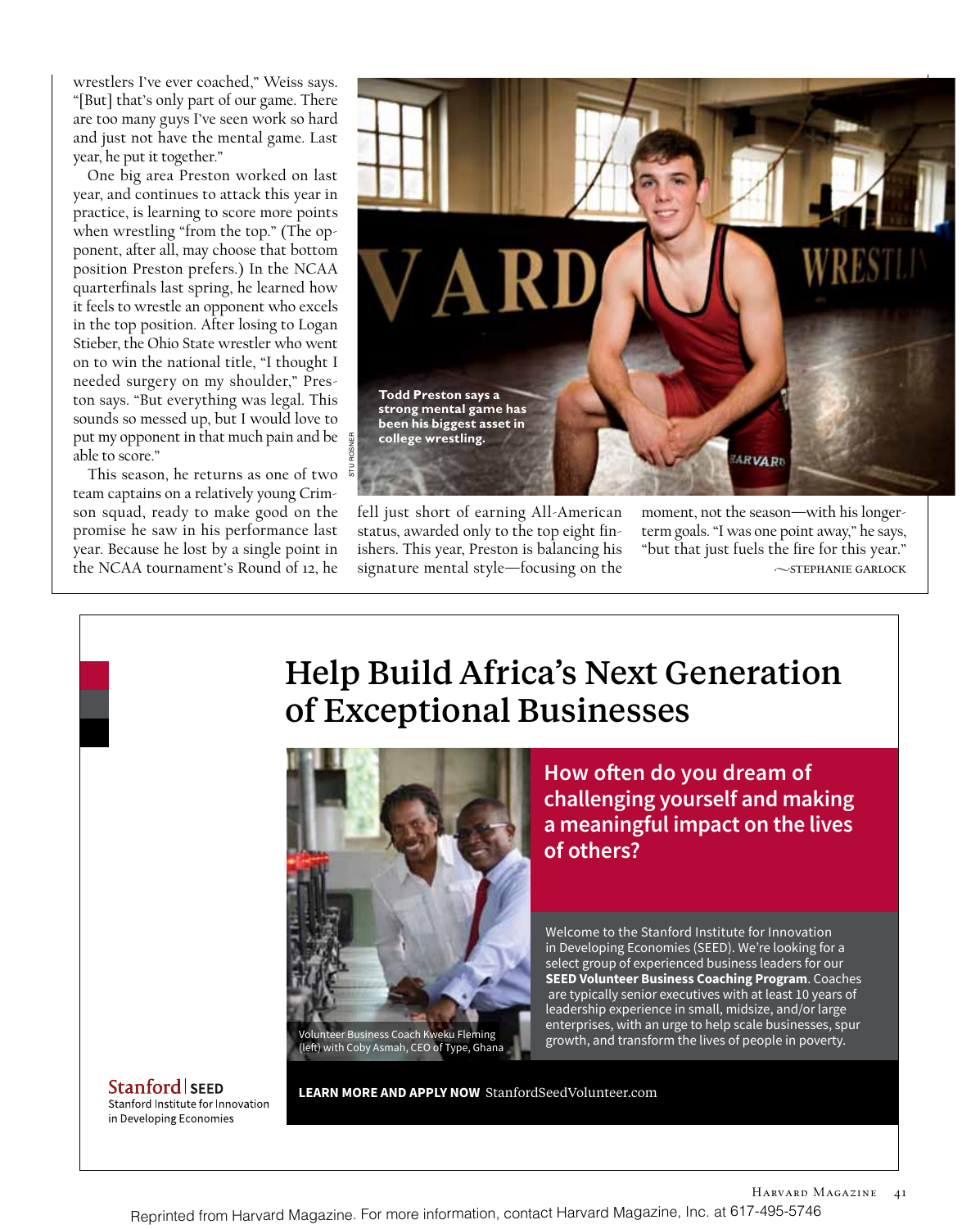wrestlers I've ever coached," Weiss says. "[But] that's only part of our game. There are too many guys I've seen work so hard and just not have the mental game. Last year, he put it together."

One big area Preston worked on last year, and continues to attack this year in practice, is learning to score more points when wrestling "from the top." (The opponent, after all, may choose that bottom position Preston prefers.) In the NCAA quarterfinals last spring, he learned how it feels to wrestle an opponent who excels in the top position. After losing to Logan Stieber, the Ohio State wrestler who went on to win the national title, "I thought I needed surgery on my shoulder," Preston says. "But everything was legal. This sounds so messed up, but I would love to put my opponent in that much pain and be able to score."

This season, he returns as one of two team captains on a relatively young Crimson squad, ready to make good on the promise he saw in his performance last year. Because he lost by a single point in the NCAA tournament's Round of 12, he fell just short of earning All-American status, awarded only to the top eight finishers. This year, Preston is balancing his signature mental style—focusing on the moment, not the season—with his longer-term goals. "I was one point away," he says, "but that just fuels the fire for this year."

~STEPHANIE GARLOCK

Todd Preston says a strong mental game has been his biggest asset in college wrestling.

STU ROSNER

# Help Build Africa's Next Generation of Exceptional Businesses

## How often do you dream of challenging yourself and making a meaningful impact on the lives of others?

Welcome to the Stanford Institute for Innovation in Developing Economies (SEED). We're looking for a select group of experienced business leaders for our **SEED Volunteer Business Coaching Program**. Coaches are typically senior executives with at least 10 years of leadership experience in small, midsize, and/or large enterprises, with an urge to help scale businesses, spur growth, and transform the lives of people in poverty.

Volunteer Business Coach Kweku Fleming (left) with Coby Asmah, CEO of Type, Ghana

**LEARN MORE AND APPLY NOW** StanfordSeedVolunteer.com

Stanford | SEED
Stanford Institute for Innovation in Developing Economies

Reprinted from Harvard Magazine. For more information, contact Harvard Magazine, Inc. at 617-495-5746